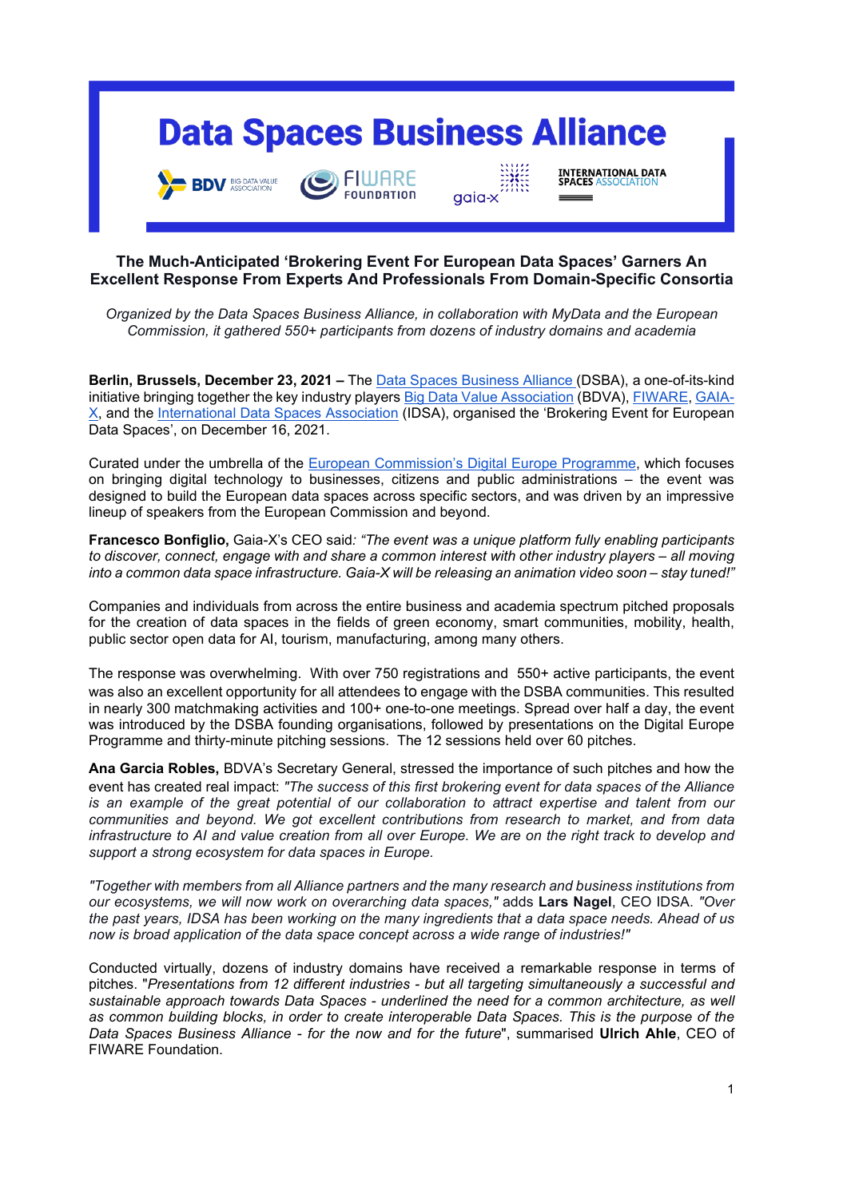# Data Spaces Business Alliance

## The Much-Anticipated 'Brokering Event For European Data Spaces' Garners An Excellent Response From Experts And Professionals From Domain-Specific Consortia

*Organized by the Data Spaces Business Alliance, in collaboration with MyData and the European Commission, it gathered 550+ participants from dozens of industry domains and academia*

**Berlin, Brussels, December 23, 2021 –** The Data Spaces Business Alliance (DSBA), a one-of-its-kind initiative bringing together the key industry players Big Data Value Association (BDVA), FIWARE, GAIA-X, and the International Data Spaces Association (IDSA), organised the 'Brokering Event for European Data Spaces', on December 16, 2021.

Curated under the umbrella of the European Commission's Digital Europe Programme, which focuses on bringing digital technology to businesses, citizens and public administrations – the event was designed to build the European data spaces across specific sectors, and was driven by an impressive lineup of speakers from the European Commission and beyond.

**Francesco Bonfiglio,** Gaia-X's CEO said*: "The event was a unique platform fully enabling participants to discover, connect, engage with and share a common interest with other industry players – all moving into a common data space infrastructure. Gaia-X will be releasing an animation video soon – stay tuned!"*

Companies and individuals from across the entire business and academia spectrum pitched proposals for the creation of data spaces in the fields of green economy, smart communities, mobility, health, public sector open data for AI, tourism, manufacturing, among many others.

The response was overwhelming. With over 750 registrations and 550+ active participants, the event was also an excellent opportunity for all attendees to engage with the DSBA communities. This resulted in nearly 300 matchmaking activities and 100+ one-to-one meetings. Spread over half a day, the event was introduced by the DSBA founding organisations, followed by presentations on the Digital Europe Programme and thirty-minute pitching sessions. The 12 sessions held over 60 pitches.

**Ana Garcia Robles,** BDVA's Secretary General, stressed the importance of such pitches and how the event has created real impact: *"The success of this first brokering event for data spaces of the Alliance is an example of the great potential of our collaboration to attract expertise and talent from our communities and beyond. We got excellent contributions from research to market, and from data infrastructure to AI and value creation from all over Europe. We are on the right track to develop and support a strong ecosystem for data spaces in Europe.*

*"Together with members from all Alliance partners and the many research and business institutions from our ecosystems, we will now work on overarching data spaces,"* adds **Lars Nagel**, CEO IDSA. *"Over the past years, IDSA has been working on the many ingredients that a data space needs. Ahead of us now is broad application of the data space concept across a wide range of industries!"*

Conducted virtually, dozens of industry domains have received a remarkable response in terms of pitches. "*Presentations from 12 different industries - but all targeting simultaneously a successful and sustainable approach towards Data Spaces - underlined the need for a common architecture, as well as common building blocks, in order to create interoperable Data Spaces. This is the purpose of the Data Spaces Business Alliance - for the now and for the future*", summarised **Ulrich Ahle**, CEO of FIWARE Foundation.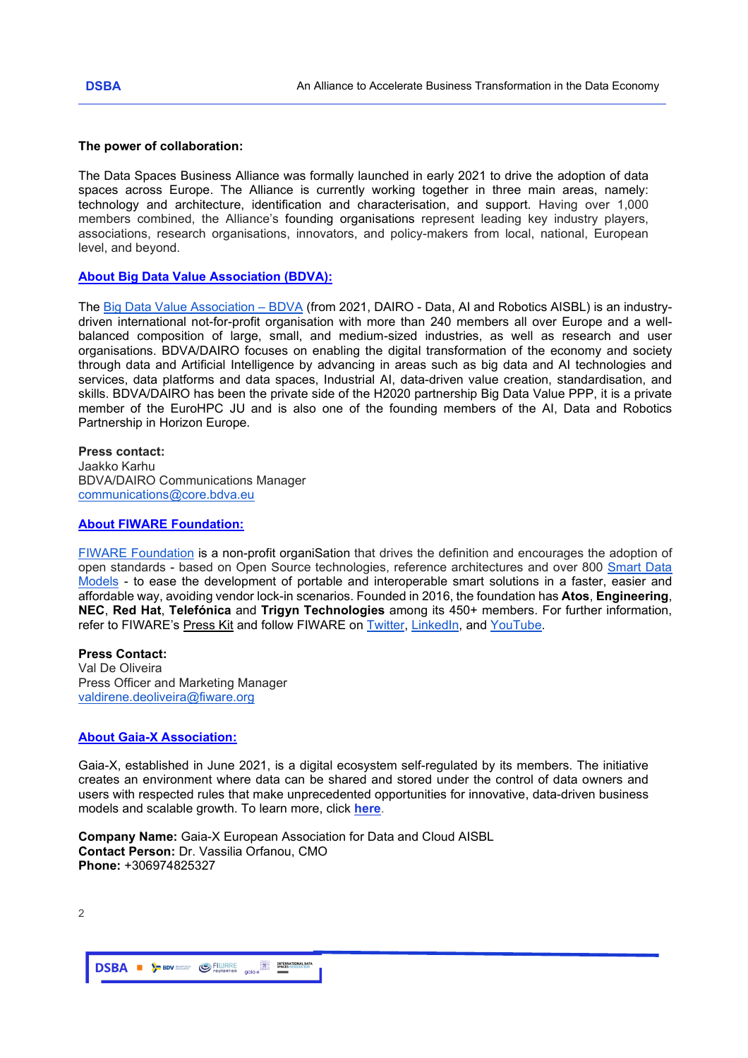**The power of collaboration:**

The Data Spaces Business Alliance was formally launched in early 2021 to drive the adoption of data spaces across Europe. The Alliance is currently working together in three main areas, namely: technology and architecture, identification and characterisation, and support. Having over 1,000 members combined, the Alliance's founding organisations represent leading key industry players, associations, research organisations, innovators, and policy-makers from local, national, European level, and beyond.

## About Big Data Value Association (BDVA):

The Big Data Value Association – BDVA (from 2021, DAIRO - Data, AI and Robotics AISBL) is an industry-driven international not-for-profit organisation with more than 240 members all over Europe and a well-balanced composition of large, small, and medium-sized industries, as well as research and user organisations. BDVA/DAIRO focuses on enabling the digital transformation of the economy and society through data and Artificial Intelligence by advancing in areas such as big data and AI technologies and services, data platforms and data spaces, Industrial AI, data-driven value creation, standardisation, and skills. BDVA/DAIRO has been the private side of the H2020 partnership Big Data Value PPP, it is a private member of the EuroHPC JU and is also one of the founding members of the AI, Data and Robotics Partnership in Horizon Europe.

**Press contact:**
Jaakko Karhu
BDVA/DAIRO Communications Manager
communications@core.bdva.eu

## About FIWARE Foundation:

FIWARE Foundation is a non-profit organiSation that drives the definition and encourages the adoption of open standards - based on Open Source technologies, reference architectures and over 800 Smart Data Models - to ease the development of portable and interoperable smart solutions in a faster, easier and affordable way, avoiding vendor lock-in scenarios. Founded in 2016, the foundation has **Atos**, **Engineering**, **NEC**, **Red Hat**, **Telefónica** and **Trigyn Technologies** among its 450+ members. For further information, refer to FIWARE's Press Kit and follow FIWARE on Twitter, LinkedIn, and YouTube.

**Press Contact:**
Val De Oliveira
Press Officer and Marketing Manager
valdirene.deoliveira@fiware.org

## About Gaia-X Association:

Gaia-X, established in June 2021, is a digital ecosystem self-regulated by its members. The initiative creates an environment where data can be shared and stored under the control of data owners and users with respected rules that make unprecedented opportunities for innovative, data-driven business models and scalable growth. To learn more, click **here**.

**Company Name:** Gaia-X European Association for Data and Cloud AISBL
**Contact Person:** Dr. Vassilia Orfanou, CMO
**Phone:** +306974825327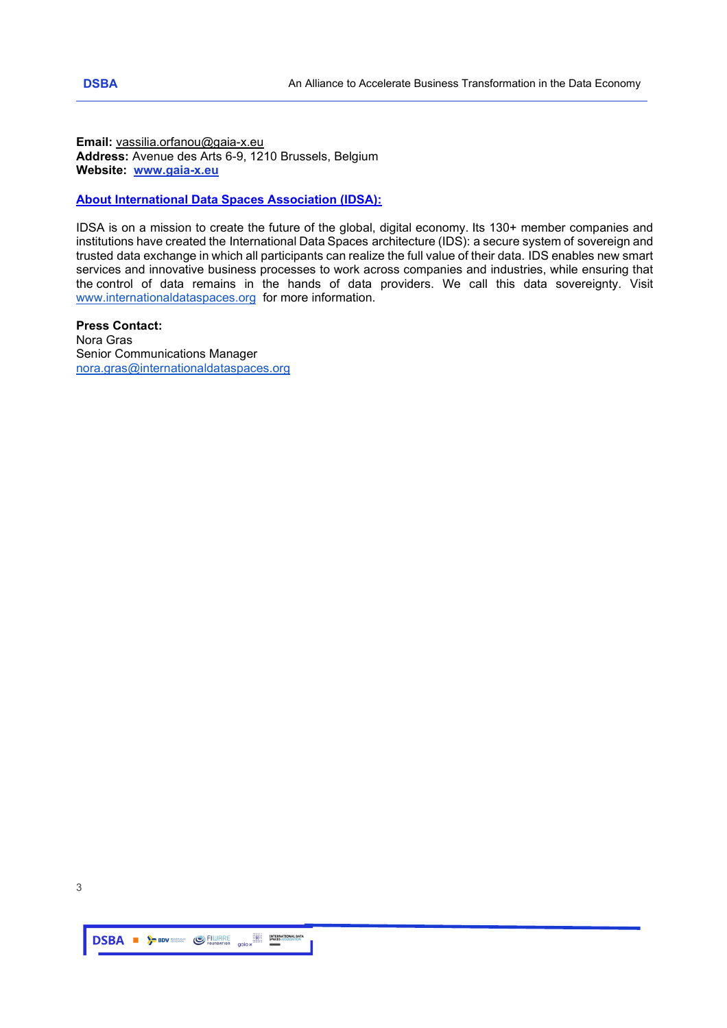**Email:** vassilia.orfanou@gaia-x.eu
**Address:** Avenue des Arts 6-9, 1210 Brussels, Belgium
**Website:** **www.gaia-x.eu**

**About International Data Spaces Association (IDSA):**

IDSA is on a mission to create the future of the global, digital economy. Its 130+ member companies and institutions have created the International Data Spaces architecture (IDS): a secure system of sovereign and trusted data exchange in which all participants can realize the full value of their data. IDS enables new smart services and innovative business processes to work across companies and industries, while ensuring that the control of data remains in the hands of data providers. We call this data sovereignty. Visit www.internationaldataspaces.org for more information.

**Press Contact:**
Nora Gras
Senior Communications Manager
nora.gras@internationaldataspaces.org